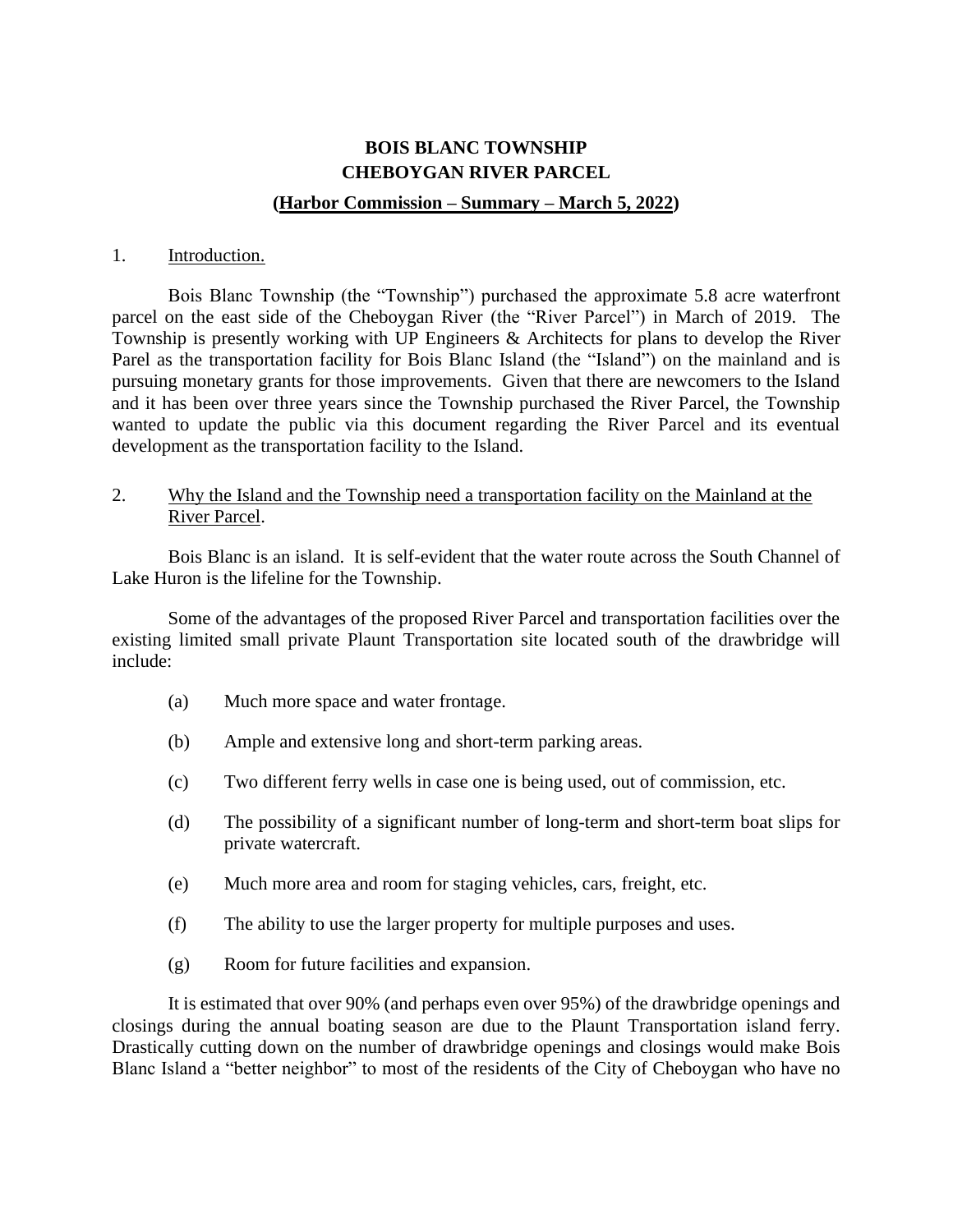# BOIS BLANC TOWNSHIP
# CHEBOYGAN RIVER PARCEL

**(Harbor Commission – Summary – March 5, 2022)**

1. Introduction.

Bois Blanc Township (the "Township") purchased the approximate 5.8 acre waterfront parcel on the east side of the Cheboygan River (the "River Parcel") in March of 2019. The Township is presently working with UP Engineers & Architects for plans to develop the River Parel as the transportation facility for Bois Blanc Island (the "Island") on the mainland and is pursuing monetary grants for those improvements. Given that there are newcomers to the Island and it has been over three years since the Township purchased the River Parcel, the Township wanted to update the public via this document regarding the River Parcel and its eventual development as the transportation facility to the Island.

2. Why the Island and the Township need a transportation facility on the Mainland at the River Parcel.

Bois Blanc is an island. It is self-evident that the water route across the South Channel of Lake Huron is the lifeline for the Township.

Some of the advantages of the proposed River Parcel and transportation facilities over the existing limited small private Plaunt Transportation site located south of the drawbridge will include:

(a) Much more space and water frontage.

(b) Ample and extensive long and short-term parking areas.

(c) Two different ferry wells in case one is being used, out of commission, etc.

(d) The possibility of a significant number of long-term and short-term boat slips for private watercraft.

(e) Much more area and room for staging vehicles, cars, freight, etc.

(f) The ability to use the larger property for multiple purposes and uses.

(g) Room for future facilities and expansion.

It is estimated that over 90% (and perhaps even over 95%) of the drawbridge openings and closings during the annual boating season are due to the Plaunt Transportation island ferry. Drastically cutting down on the number of drawbridge openings and closings would make Bois Blanc Island a "better neighbor" to most of the residents of the City of Cheboygan who have no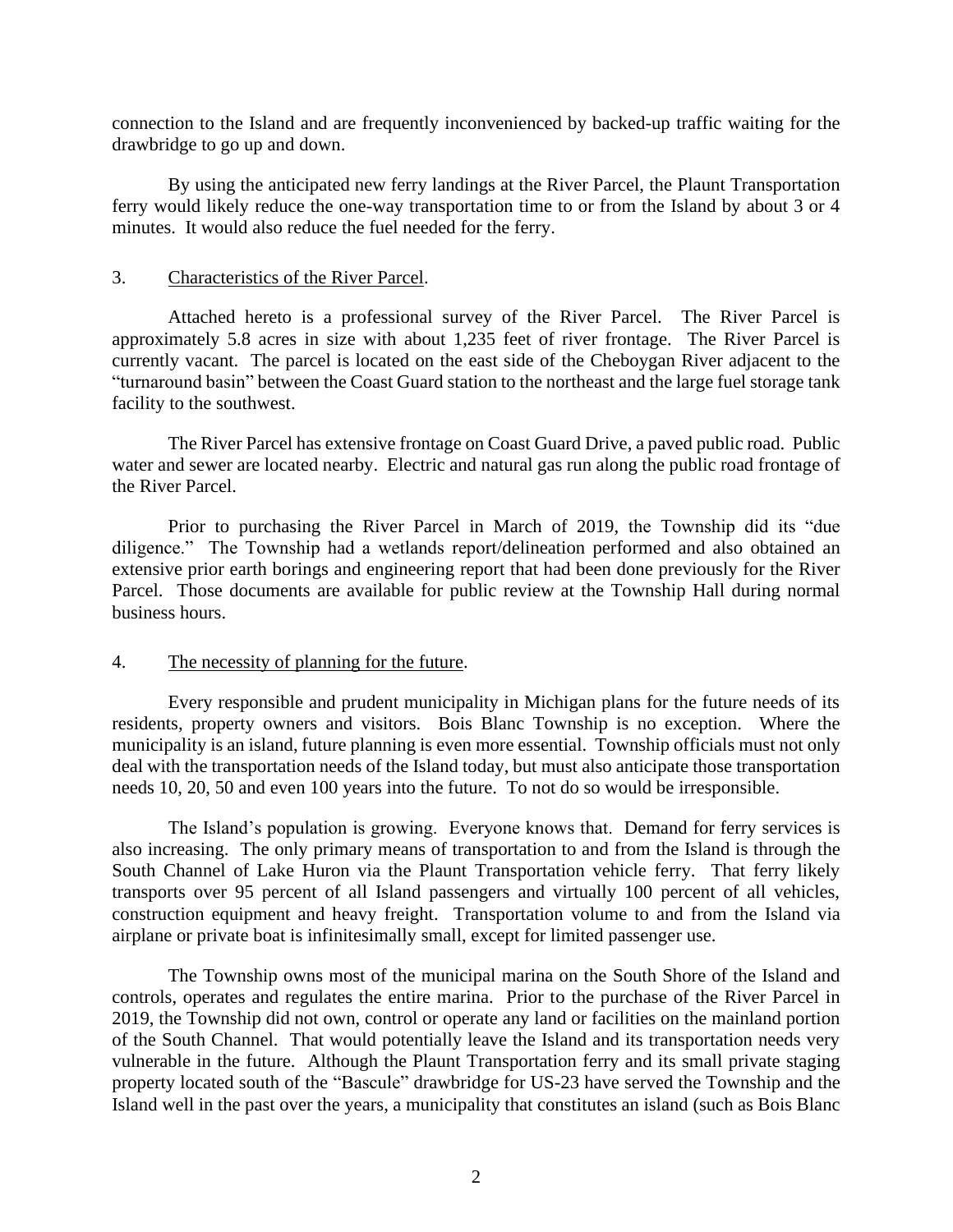connection to the Island and are frequently inconvenienced by backed-up traffic waiting for the drawbridge to go up and down.

By using the anticipated new ferry landings at the River Parcel, the Plaunt Transportation ferry would likely reduce the one-way transportation time to or from the Island by about 3 or 4 minutes. It would also reduce the fuel needed for the ferry.

3. Characteristics of the River Parcel.

Attached hereto is a professional survey of the River Parcel. The River Parcel is approximately 5.8 acres in size with about 1,235 feet of river frontage. The River Parcel is currently vacant. The parcel is located on the east side of the Cheboygan River adjacent to the "turnaround basin" between the Coast Guard station to the northeast and the large fuel storage tank facility to the southwest.

The River Parcel has extensive frontage on Coast Guard Drive, a paved public road. Public water and sewer are located nearby. Electric and natural gas run along the public road frontage of the River Parcel.

Prior to purchasing the River Parcel in March of 2019, the Township did its "due diligence." The Township had a wetlands report/delineation performed and also obtained an extensive prior earth borings and engineering report that had been done previously for the River Parcel. Those documents are available for public review at the Township Hall during normal business hours.

4. The necessity of planning for the future.

Every responsible and prudent municipality in Michigan plans for the future needs of its residents, property owners and visitors. Bois Blanc Township is no exception. Where the municipality is an island, future planning is even more essential. Township officials must not only deal with the transportation needs of the Island today, but must also anticipate those transportation needs 10, 20, 50 and even 100 years into the future. To not do so would be irresponsible.

The Island's population is growing. Everyone knows that. Demand for ferry services is also increasing. The only primary means of transportation to and from the Island is through the South Channel of Lake Huron via the Plaunt Transportation vehicle ferry. That ferry likely transports over 95 percent of all Island passengers and virtually 100 percent of all vehicles, construction equipment and heavy freight. Transportation volume to and from the Island via airplane or private boat is infinitesimally small, except for limited passenger use.

The Township owns most of the municipal marina on the South Shore of the Island and controls, operates and regulates the entire marina. Prior to the purchase of the River Parcel in 2019, the Township did not own, control or operate any land or facilities on the mainland portion of the South Channel. That would potentially leave the Island and its transportation needs very vulnerable in the future. Although the Plaunt Transportation ferry and its small private staging property located south of the "Bascule" drawbridge for US-23 have served the Township and the Island well in the past over the years, a municipality that constitutes an island (such as Bois Blanc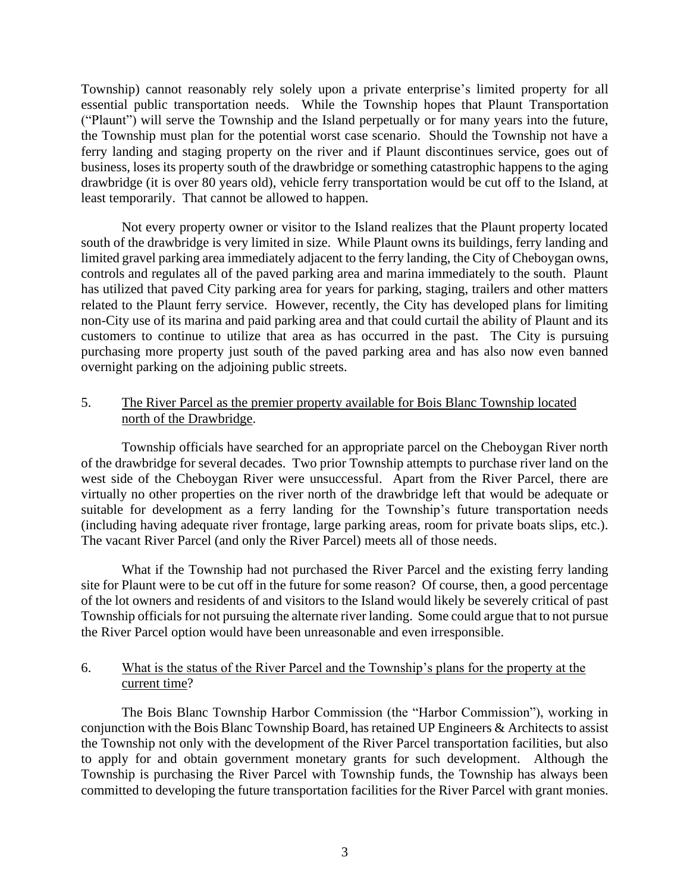Township) cannot reasonably rely solely upon a private enterprise's limited property for all essential public transportation needs. While the Township hopes that Plaunt Transportation ("Plaunt") will serve the Township and the Island perpetually or for many years into the future, the Township must plan for the potential worst case scenario. Should the Township not have a ferry landing and staging property on the river and if Plaunt discontinues service, goes out of business, loses its property south of the drawbridge or something catastrophic happens to the aging drawbridge (it is over 80 years old), vehicle ferry transportation would be cut off to the Island, at least temporarily. That cannot be allowed to happen.

Not every property owner or visitor to the Island realizes that the Plaunt property located south of the drawbridge is very limited in size. While Plaunt owns its buildings, ferry landing and limited gravel parking area immediately adjacent to the ferry landing, the City of Cheboygan owns, controls and regulates all of the paved parking area and marina immediately to the south. Plaunt has utilized that paved City parking area for years for parking, staging, trailers and other matters related to the Plaunt ferry service. However, recently, the City has developed plans for limiting non-City use of its marina and paid parking area and that could curtail the ability of Plaunt and its customers to continue to utilize that area as has occurred in the past. The City is pursuing purchasing more property just south of the paved parking area and has also now even banned overnight parking on the adjoining public streets.

5. <u>The River Parcel as the premier property available for Bois Blanc Township located north of the Drawbridge</u>.

Township officials have searched for an appropriate parcel on the Cheboygan River north of the drawbridge for several decades. Two prior Township attempts to purchase river land on the west side of the Cheboygan River were unsuccessful. Apart from the River Parcel, there are virtually no other properties on the river north of the drawbridge left that would be adequate or suitable for development as a ferry landing for the Township's future transportation needs (including having adequate river frontage, large parking areas, room for private boats slips, etc.). The vacant River Parcel (and only the River Parcel) meets all of those needs.

What if the Township had not purchased the River Parcel and the existing ferry landing site for Plaunt were to be cut off in the future for some reason? Of course, then, a good percentage of the lot owners and residents of and visitors to the Island would likely be severely critical of past Township officials for not pursuing the alternate river landing. Some could argue that to not pursue the River Parcel option would have been unreasonable and even irresponsible.

6. <u>What is the status of the River Parcel and the Township's plans for the property at the current time</u>?

The Bois Blanc Township Harbor Commission (the "Harbor Commission"), working in conjunction with the Bois Blanc Township Board, has retained UP Engineers & Architects to assist the Township not only with the development of the River Parcel transportation facilities, but also to apply for and obtain government monetary grants for such development. Although the Township is purchasing the River Parcel with Township funds, the Township has always been committed to developing the future transportation facilities for the River Parcel with grant monies.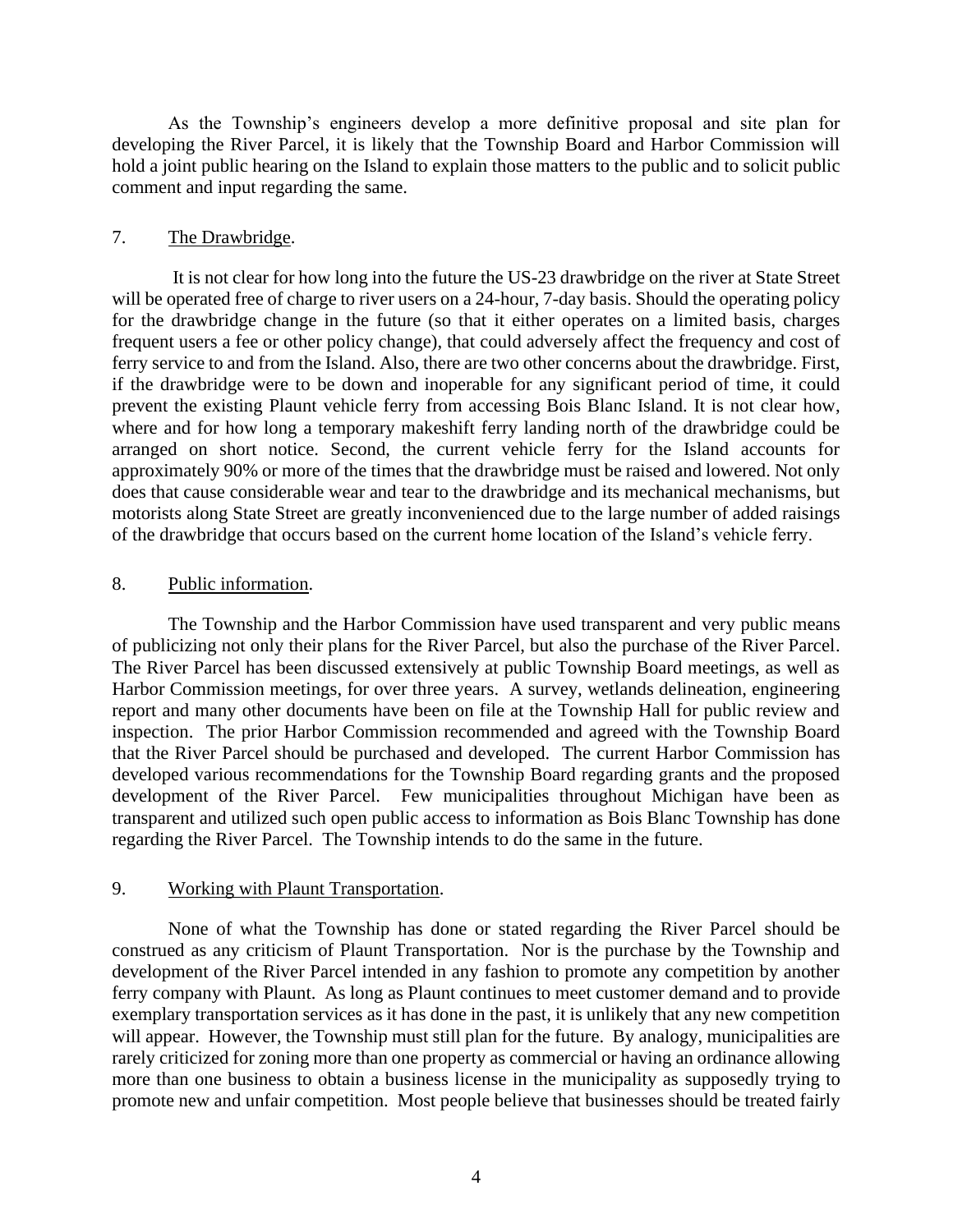As the Township's engineers develop a more definitive proposal and site plan for developing the River Parcel, it is likely that the Township Board and Harbor Commission will hold a joint public hearing on the Island to explain those matters to the public and to solicit public comment and input regarding the same.

7. The Drawbridge.

It is not clear for how long into the future the US-23 drawbridge on the river at State Street will be operated free of charge to river users on a 24-hour, 7-day basis. Should the operating policy for the drawbridge change in the future (so that it either operates on a limited basis, charges frequent users a fee or other policy change), that could adversely affect the frequency and cost of ferry service to and from the Island. Also, there are two other concerns about the drawbridge. First, if the drawbridge were to be down and inoperable for any significant period of time, it could prevent the existing Plaunt vehicle ferry from accessing Bois Blanc Island. It is not clear how, where and for how long a temporary makeshift ferry landing north of the drawbridge could be arranged on short notice. Second, the current vehicle ferry for the Island accounts for approximately 90% or more of the times that the drawbridge must be raised and lowered. Not only does that cause considerable wear and tear to the drawbridge and its mechanical mechanisms, but motorists along State Street are greatly inconvenienced due to the large number of added raisings of the drawbridge that occurs based on the current home location of the Island's vehicle ferry.

8. Public information.

The Township and the Harbor Commission have used transparent and very public means of publicizing not only their plans for the River Parcel, but also the purchase of the River Parcel. The River Parcel has been discussed extensively at public Township Board meetings, as well as Harbor Commission meetings, for over three years. A survey, wetlands delineation, engineering report and many other documents have been on file at the Township Hall for public review and inspection. The prior Harbor Commission recommended and agreed with the Township Board that the River Parcel should be purchased and developed. The current Harbor Commission has developed various recommendations for the Township Board regarding grants and the proposed development of the River Parcel. Few municipalities throughout Michigan have been as transparent and utilized such open public access to information as Bois Blanc Township has done regarding the River Parcel. The Township intends to do the same in the future.

9. Working with Plaunt Transportation.

None of what the Township has done or stated regarding the River Parcel should be construed as any criticism of Plaunt Transportation. Nor is the purchase by the Township and development of the River Parcel intended in any fashion to promote any competition by another ferry company with Plaunt. As long as Plaunt continues to meet customer demand and to provide exemplary transportation services as it has done in the past, it is unlikely that any new competition will appear. However, the Township must still plan for the future. By analogy, municipalities are rarely criticized for zoning more than one property as commercial or having an ordinance allowing more than one business to obtain a business license in the municipality as supposedly trying to promote new and unfair competition. Most people believe that businesses should be treated fairly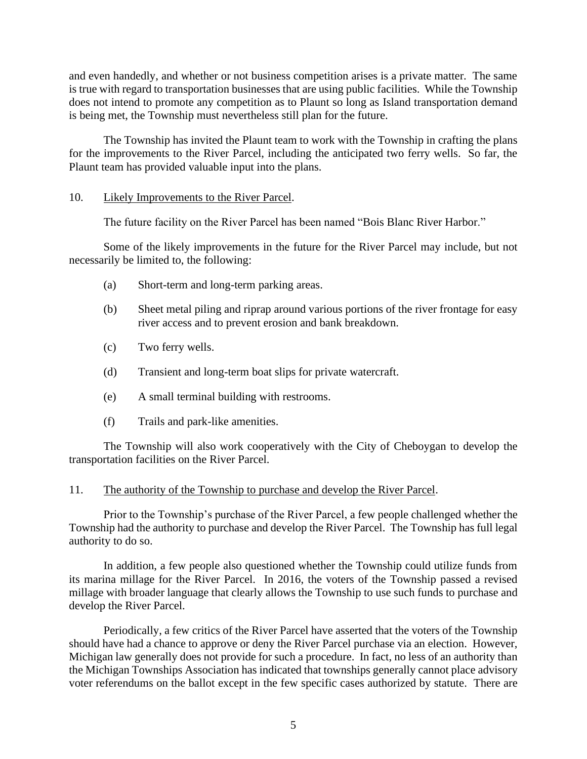and even handedly, and whether or not business competition arises is a private matter. The same is true with regard to transportation businesses that are using public facilities. While the Township does not intend to promote any competition as to Plaunt so long as Island transportation demand is being met, the Township must nevertheless still plan for the future.

The Township has invited the Plaunt team to work with the Township in crafting the plans for the improvements to the River Parcel, including the anticipated two ferry wells. So far, the Plaunt team has provided valuable input into the plans.

10. Likely Improvements to the River Parcel.

The future facility on the River Parcel has been named "Bois Blanc River Harbor."

Some of the likely improvements in the future for the River Parcel may include, but not necessarily be limited to, the following:

(a) Short-term and long-term parking areas.

(b) Sheet metal piling and riprap around various portions of the river frontage for easy river access and to prevent erosion and bank breakdown.

(c) Two ferry wells.

(d) Transient and long-term boat slips for private watercraft.

(e) A small terminal building with restrooms.

(f) Trails and park-like amenities.

The Township will also work cooperatively with the City of Cheboygan to develop the transportation facilities on the River Parcel.

11. The authority of the Township to purchase and develop the River Parcel.

Prior to the Township's purchase of the River Parcel, a few people challenged whether the Township had the authority to purchase and develop the River Parcel. The Township has full legal authority to do so.

In addition, a few people also questioned whether the Township could utilize funds from its marina millage for the River Parcel. In 2016, the voters of the Township passed a revised millage with broader language that clearly allows the Township to use such funds to purchase and develop the River Parcel.

Periodically, a few critics of the River Parcel have asserted that the voters of the Township should have had a chance to approve or deny the River Parcel purchase via an election. However, Michigan law generally does not provide for such a procedure. In fact, no less of an authority than the Michigan Townships Association has indicated that townships generally cannot place advisory voter referendums on the ballot except in the few specific cases authorized by statute. There are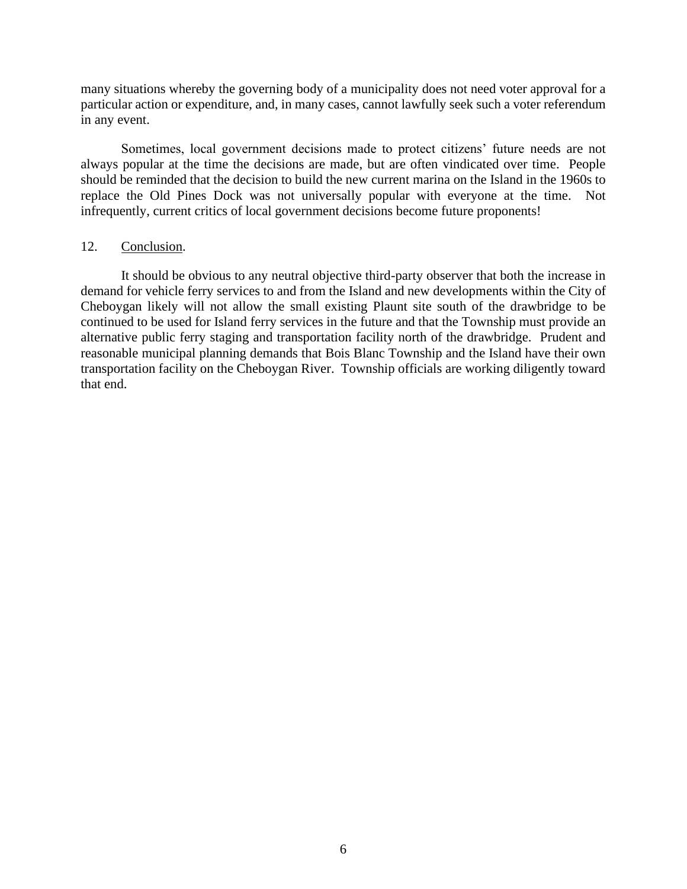many situations whereby the governing body of a municipality does not need voter approval for a particular action or expenditure, and, in many cases, cannot lawfully seek such a voter referendum in any event.

Sometimes, local government decisions made to protect citizens' future needs are not always popular at the time the decisions are made, but are often vindicated over time. People should be reminded that the decision to build the new current marina on the Island in the 1960s to replace the Old Pines Dock was not universally popular with everyone at the time. Not infrequently, current critics of local government decisions become future proponents!

12. Conclusion.

It should be obvious to any neutral objective third-party observer that both the increase in demand for vehicle ferry services to and from the Island and new developments within the City of Cheboygan likely will not allow the small existing Plaunt site south of the drawbridge to be continued to be used for Island ferry services in the future and that the Township must provide an alternative public ferry staging and transportation facility north of the drawbridge. Prudent and reasonable municipal planning demands that Bois Blanc Township and the Island have their own transportation facility on the Cheboygan River. Township officials are working diligently toward that end.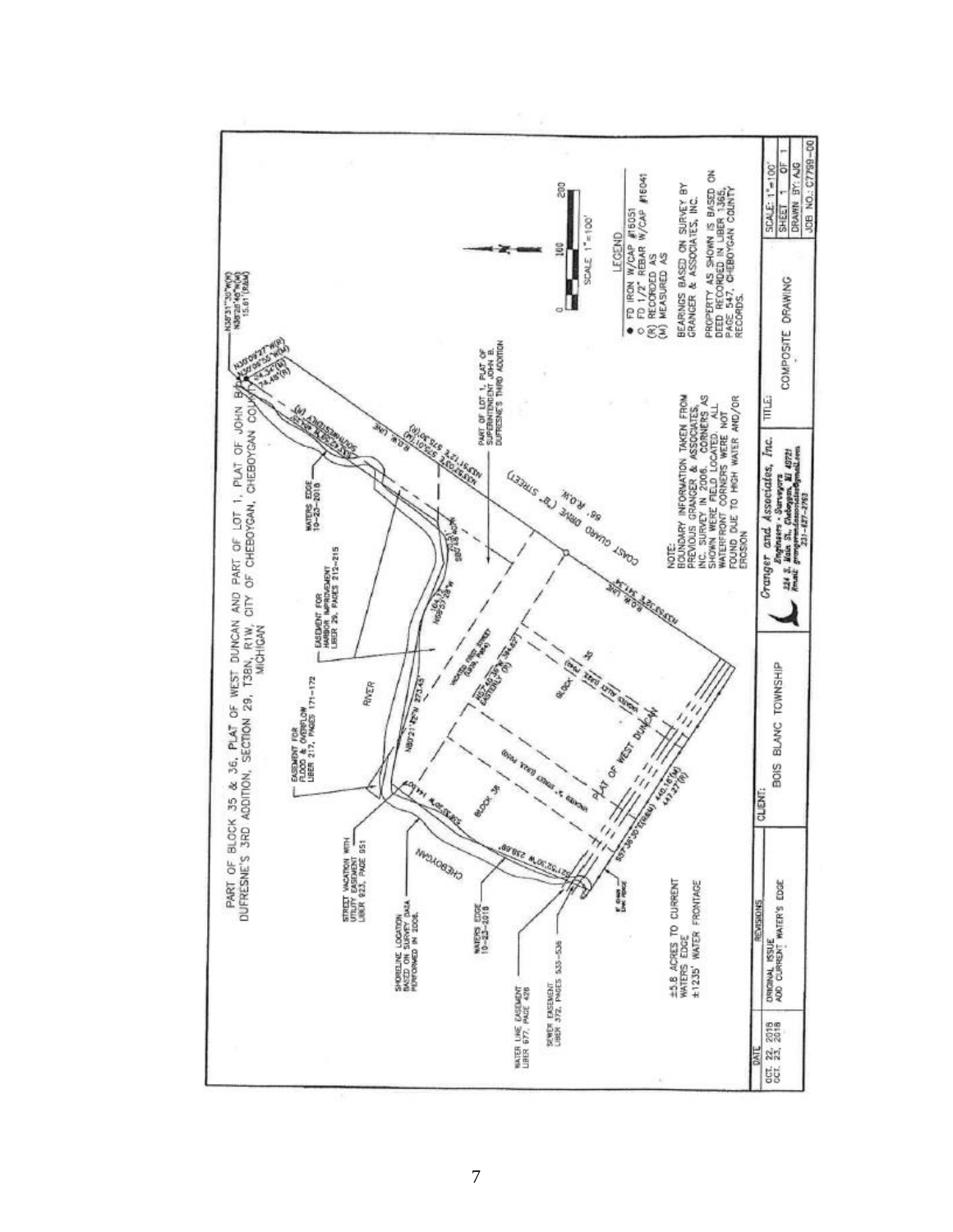PART OF BLOCK 35 & 36, PLAT OF WEST DUNCAN AND PART OF LOT 1, PLAT OF JOHN B. DUFRESNE'S 3RD ADDITION, SECTION 29, T38N, R1W, CITY OF CHEBOYGAN, CHEBOYGAN COUNTY MICHIGAN

N38°31'10"W(R)
N38°28'46"W(M)
15.61'(R&M)

N30°09'27"W(R)
N30°06'55"W(M)
74.34'(M)
74.49'(R)

EASEMENT FOR FLOOD & OVERFLOW LIBER 217, PAGES 171-172

EASEMENT FOR HARBOR IMPROVEMENT LIBER 29, PAGES 212-215

WATERS EDGE 10-23-2018

RIVER

CHEBOYGAN

R.O.W. LINE

N33°51'12"E 515.50'(R)

PART OF LOT 1, PLAT OF SUPERINTENDENT JOHN B. DUFRESNE'S THIRD ADDITION

COAST GUARD DRIVE ("B" STREET) 66' R.O.W.

N33°53'32"E 341.34'

N80°21'42"W 273.43'

N56°57'26"W 104.73'

VACATED FIRST STREET

BLOCK 35

VACATED ALLEY

VACATED "C" STREET

BLOCK 36

PLAT OF WEST DUNCAN

S57°38'50"E(R&M) 440.16'(M) 441.27'(R)

STREET VACATION WITH UTILITY EASEMENT LIBER 923, PAGE 051

SHORELINE LOCATION BASED ON SURVEY DATA PERFORMED IN 2008.

WATERS EDGE 10-23-2018

WATER LINE EASEMENT LIBER 677, PAGE 428

SEWER EASEMENT LIBER 372, PAGES 535-536

±5.8 ACRES TO CURRENT WATERS EDGE
±1235' WATER FRONTAGE

NOTE:
BOUNDARY INFORMATION TAKEN FROM PREVIOUS GRANGER & ASSOCIATES, INC. SURVEY IN 2008. CORNERS AS SHOWN WERE FIELD LOCATED. ALL WATERFRONT CORNERS WERE NOT FOUND DUE TO HIGH WATER AND/OR EROSION

0 100 200
SCALE 1" = 100'

LEGEND
● FD IRON W/CAP #16051
○ FD 1/2" REBAR W/CAP #16041
(R) RECORDED AS
(M) MEASURED AS

BEARINGS BASED ON SURVEY BY GRANGER & ASSOCIATES, INC.

PROPERTY AS SHOWN IS BASED ON DEED RECORDED IN LIBER 1365, PAGE 547, CHEBOYGAN COUNTY RECORDS.

| DATE | REVISIONS |
|---|---|
| OCT. 22, 2018 | ORIGINAL ISSUE |
| OCT. 23, 2018 | ADD CURRENT WATER'S EDGE |

CLIENT: BOIS BLANC TOWNSHIP

Granger and Associates, Inc.
Engineers - Surveyors
324 S. Main St., Cheboygan, MI 49721
231-627-2763

TITLE: COMPOSITE DRAWING

SCALE: 1"=100'
SHEET 1 OF 1
DRAWN BY: AJG
JOB NO.: C7799-00